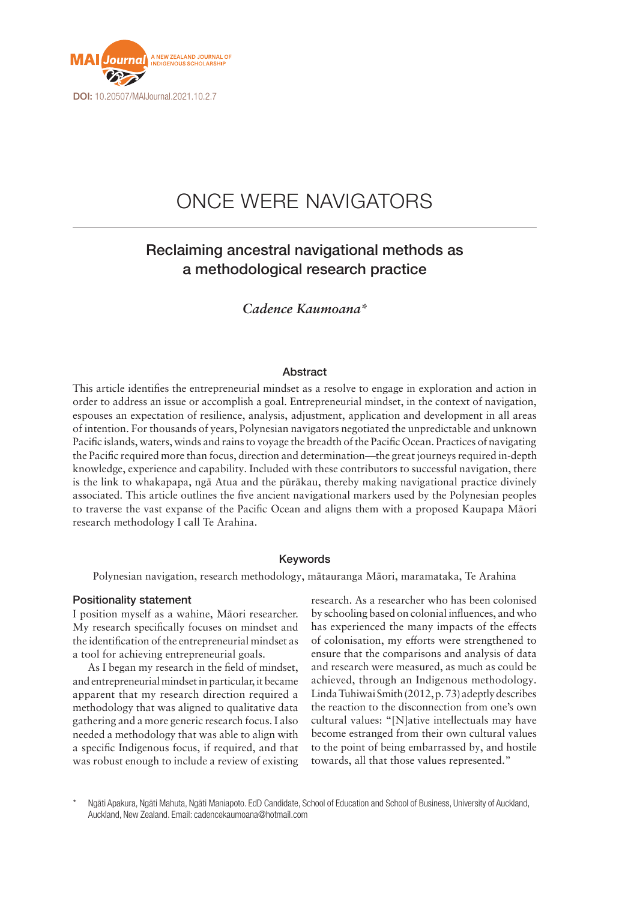DOI: 10.20507/MAIJournal.2021.10.2.7

# ONCE WERE NAVIGATORS

## Reclaiming ancestral navigational methods as a methodological research practice

*Cadence Kaumoana**

### Abstract

This article identifies the entrepreneurial mindset as a resolve to engage in exploration and action in order to address an issue or accomplish a goal. Entrepreneurial mindset, in the context of navigation, espouses an expectation of resilience, analysis, adjustment, application and development in all areas of intention. For thousands of years, Polynesian navigators negotiated the unpredictable and unknown Pacific islands, waters, winds and rains to voyage the breadth of the Pacific Ocean. Practices of navigating the Pacific required more than focus, direction and determination—the great journeys required in-depth knowledge, experience and capability. Included with these contributors to successful navigation, there is the link to whakapapa, ngā Atua and the pūrākau, thereby making navigational practice divinely associated. This article outlines the five ancient navigational markers used by the Polynesian peoples to traverse the vast expanse of the Pacific Ocean and aligns them with a proposed Kaupapa Māori research methodology I call Te Arahina.

### Keywords

Polynesian navigation, research methodology, mātauranga Māori, maramataka, Te Arahina

### Positionality statement

I position myself as a wahine, Māori researcher. My research specifically focuses on mindset and the identification of the entrepreneurial mindset as a tool for achieving entrepreneurial goals.

As I began my research in the field of mindset, and entrepreneurial mindset in particular, it became apparent that my research direction required a methodology that was aligned to qualitative data gathering and a more generic research focus. I also needed a methodology that was able to align with a specific Indigenous focus, if required, and that was robust enough to include a review of existing research. As a researcher who has been colonised by schooling based on colonial influences, and who has experienced the many impacts of the effects of colonisation, my efforts were strengthened to ensure that the comparisons and analysis of data and research were measured, as much as could be achieved, through an Indigenous methodology. Linda Tuhiwai Smith (2012, p. 73) adeptly describes the reaction to the disconnection from one's own cultural values: "[N]ative intellectuals may have become estranged from their own cultural values to the point of being embarrassed by, and hostile towards, all that those values represented."

\* Ngāti Apakura, Ngāti Mahuta, Ngāti Maniapoto. EdD Candidate, School of Education and School of Business, University of Auckland, Auckland, New Zealand. Email: cadencekaumoana@hotmail.com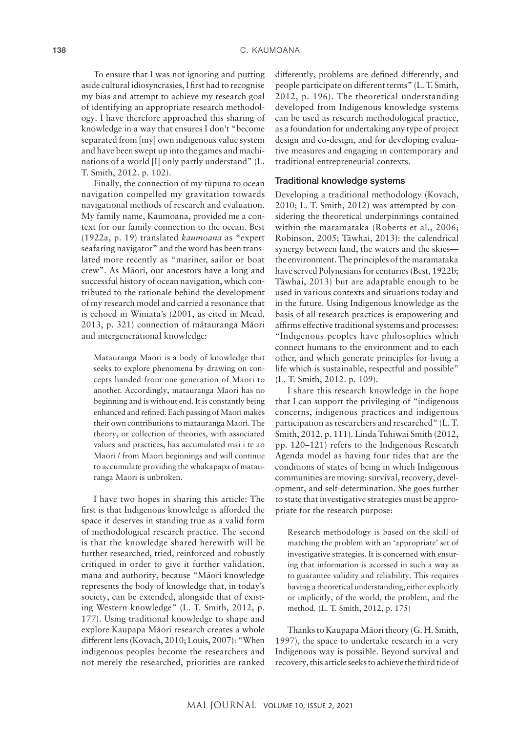To ensure that I was not ignoring and putting aside cultural idiosyncrasies, I first had to recognise my bias and attempt to achieve my research goal of identifying an appropriate research methodology. I have therefore approached this sharing of knowledge in a way that ensures I don't "become separated from [my] own indigenous value system and have been swept up into the games and machinations of a world [I] only partly understand" (L. T. Smith, 2012. p. 102).

Finally, the connection of my tūpuna to ocean navigation compelled my gravitation towards navigational methods of research and evaluation. My family name, Kaumoana, provided me a context for our family connection to the ocean. Best (1922a, p. 19) translated *kaumoana* as "expert seafaring navigator" and the word has been translated more recently as "mariner, sailor or boat crew". As Māori, our ancestors have a long and successful history of ocean navigation, which contributed to the rationale behind the development of my research model and carried a resonance that is echoed in Winiata's (2001, as cited in Mead, 2013, p. 321) connection of mātauranga Māori and intergenerational knowledge:

> Matauranga Maori is a body of knowledge that seeks to explore phenomena by drawing on concepts handed from one generation of Maori to another. Accordingly, matauranga Maori has no beginning and is without end. It is constantly being enhanced and refined. Each passing of Maori makes their own contributions to matauranga Maori. The theory, or collection of theories, with associated values and practices, has accumulated mai i te ao Maori / from Maori beginnings and will continue to accumulate providing the whakapapa of matauranga Maori is unbroken.

I have two hopes in sharing this article: The first is that Indigenous knowledge is afforded the space it deserves in standing true as a valid form of methodological research practice. The second is that the knowledge shared herewith will be further researched, tried, reinforced and robustly critiqued in order to give it further validation, mana and authority, because "Māori knowledge represents the body of knowledge that, in today's society, can be extended, alongside that of existing Western knowledge" (L. T. Smith, 2012, p. 177). Using traditional knowledge to shape and explore Kaupapa Māori research creates a whole different lens (Kovach, 2010; Louis, 2007): "When indigenous peoples become the researchers and not merely the researched, priorities are ranked differently, problems are defined differently, and people participate on different terms" (L. T. Smith, 2012, p. 196). The theoretical understanding developed from Indigenous knowledge systems can be used as research methodological practice, as a foundation for undertaking any type of project design and co-design, and for developing evaluative measures and engaging in contemporary and traditional entrepreneurial contexts.

## Traditional knowledge systems

Developing a traditional methodology (Kovach, 2010; L. T. Smith, 2012) was attempted by considering the theoretical underpinnings contained within the maramataka (Roberts et al., 2006; Robinson, 2005; Tāwhai, 2013): the calendrical synergy between land, the waters and the skies—the environment. The principles of the maramataka have served Polynesians for centuries (Best, 1922b; Tāwhai, 2013) but are adaptable enough to be used in various contexts and situations today and in the future. Using Indigenous knowledge as the basis of all research practices is empowering and affirms effective traditional systems and processes: "Indigenous peoples have philosophies which connect humans to the environment and to each other, and which generate principles for living a life which is sustainable, respectful and possible" (L. T. Smith, 2012. p. 109).

I share this research knowledge in the hope that I can support the privileging of "indigenous concerns, indigenous practices and indigenous participation as researchers and researched" (L. T. Smith, 2012, p. 111). Linda Tuhiwai Smith (2012, pp. 120–121) refers to the Indigenous Research Agenda model as having four tides that are the conditions of states of being in which Indigenous communities are moving: survival, recovery, development, and self-determination. She goes further to state that investigative strategies must be appropriate for the research purpose:

> Research methodology is based on the skill of matching the problem with an 'appropriate' set of investigative strategies. It is concerned with ensuring that information is accessed in such a way as to guarantee validity and reliability. This requires having a theoretical understanding, either explicitly or implicitly, of the world, the problem, and the method. (L. T. Smith, 2012, p. 175)

Thanks to Kaupapa Māori theory (G. H. Smith, 1997), the space to undertake research in a very Indigenous way is possible. Beyond survival and recovery, this article seeks to achieve the third tide of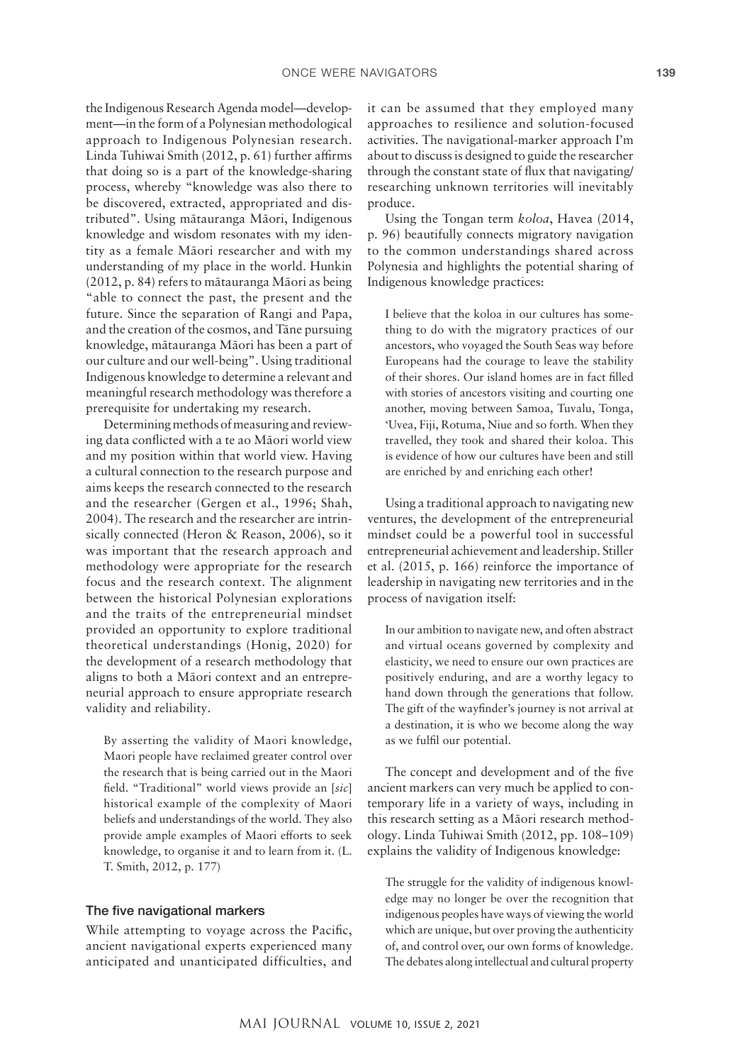the Indigenous Research Agenda model—development—in the form of a Polynesian methodological approach to Indigenous Polynesian research. Linda Tuhiwai Smith (2012, p. 61) further affirms that doing so is a part of the knowledge-sharing process, whereby "knowledge was also there to be discovered, extracted, appropriated and distributed". Using mātauranga Māori, Indigenous knowledge and wisdom resonates with my identity as a female Māori researcher and with my understanding of my place in the world. Hunkin (2012, p. 84) refers to mātauranga Māori as being "able to connect the past, the present and the future. Since the separation of Rangi and Papa, and the creation of the cosmos, and Tāne pursuing knowledge, mātauranga Māori has been a part of our culture and our well-being". Using traditional Indigenous knowledge to determine a relevant and meaningful research methodology was therefore a prerequisite for undertaking my research.

Determining methods of measuring and reviewing data conflicted with a te ao Māori world view and my position within that world view. Having a cultural connection to the research purpose and aims keeps the research connected to the research and the researcher (Gergen et al., 1996; Shah, 2004). The research and the researcher are intrinsically connected (Heron & Reason, 2006), so it was important that the research approach and methodology were appropriate for the research focus and the research context. The alignment between the historical Polynesian explorations and the traits of the entrepreneurial mindset provided an opportunity to explore traditional theoretical understandings (Honig, 2020) for the development of a research methodology that aligns to both a Māori context and an entrepreneurial approach to ensure appropriate research validity and reliability.

> By asserting the validity of Maori knowledge, Maori people have reclaimed greater control over the research that is being carried out in the Maori field. "Traditional" world views provide an [*sic*] historical example of the complexity of Maori beliefs and understandings of the world. They also provide ample examples of Maori efforts to seek knowledge, to organise it and to learn from it. (L. T. Smith, 2012, p. 177)

### The five navigational markers

While attempting to voyage across the Pacific, ancient navigational experts experienced many anticipated and unanticipated difficulties, and it can be assumed that they employed many approaches to resilience and solution-focused activities. The navigational-marker approach I'm about to discuss is designed to guide the researcher through the constant state of flux that navigating/researching unknown territories will inevitably produce.

Using the Tongan term *koloa*, Havea (2014, p. 96) beautifully connects migratory navigation to the common understandings shared across Polynesia and highlights the potential sharing of Indigenous knowledge practices:

> I believe that the koloa in our cultures has something to do with the migratory practices of our ancestors, who voyaged the South Seas way before Europeans had the courage to leave the stability of their shores. Our island homes are in fact filled with stories of ancestors visiting and courting one another, moving between Samoa, Tuvalu, Tonga, 'Uvea, Fiji, Rotuma, Niue and so forth. When they travelled, they took and shared their koloa. This is evidence of how our cultures have been and still are enriched by and enriching each other!

Using a traditional approach to navigating new ventures, the development of the entrepreneurial mindset could be a powerful tool in successful entrepreneurial achievement and leadership. Stiller et al. (2015, p. 166) reinforce the importance of leadership in navigating new territories and in the process of navigation itself:

> In our ambition to navigate new, and often abstract and virtual oceans governed by complexity and elasticity, we need to ensure our own practices are positively enduring, and are a worthy legacy to hand down through the generations that follow. The gift of the wayfinder's journey is not arrival at a destination, it is who we become along the way as we fulfil our potential.

The concept and development and of the five ancient markers can very much be applied to contemporary life in a variety of ways, including in this research setting as a Māori research methodology. Linda Tuhiwai Smith (2012, pp. 108–109) explains the validity of Indigenous knowledge:

> The struggle for the validity of indigenous knowledge may no longer be over the recognition that indigenous peoples have ways of viewing the world which are unique, but over proving the authenticity of, and control over, our own forms of knowledge. The debates along intellectual and cultural property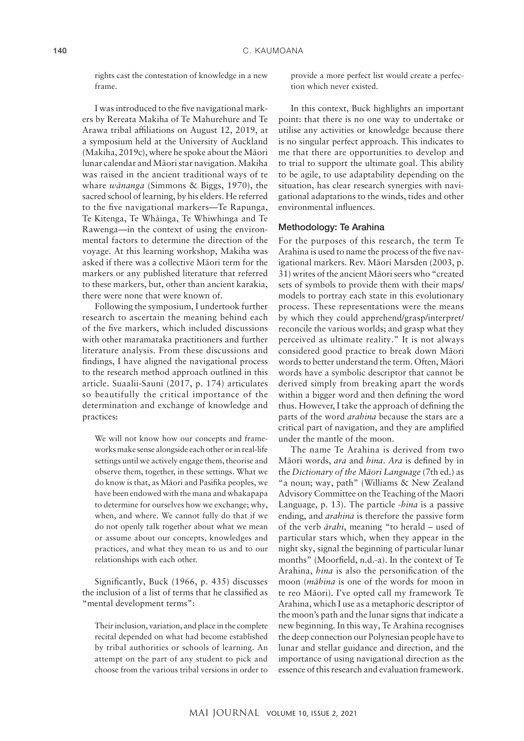rights cast the contestation of knowledge in a new frame.

I was introduced to the five navigational markers by Rereata Makiha of Te Mahurehure and Te Arawa tribal affiliations on August 12, 2019, at a symposium held at the University of Auckland (Makiha, 2019c), where he spoke about the Māori lunar calendar and Māori star navigation. Makiha was raised in the ancient traditional ways of te whare *wānanga* (Simmons & Biggs, 1970), the sacred school of learning, by his elders. He referred to the five navigational markers—Te Rapunga, Te Kitenga, Te Whāinga, Te Whiwhinga and Te Rawenga—in the context of using the environmental factors to determine the direction of the voyage. At this learning workshop, Makiha was asked if there was a collective Māori term for the markers or any published literature that referred to these markers, but, other than ancient karakia, there were none that were known of.

Following the symposium, I undertook further research to ascertain the meaning behind each of the five markers, which included discussions with other maramataka practitioners and further literature analysis. From these discussions and findings, I have aligned the navigational process to the research method approach outlined in this article. Suaalii-Sauni (2017, p. 174) articulates so beautifully the critical importance of the determination and exchange of knowledge and practices:

> We will not know how our concepts and frameworks make sense alongside each other or in real-life settings until we actively engage them, theorise and observe them, together, in these settings. What we do know is that, as Māori and Pasifika peoples, we have been endowed with the mana and whakapapa to determine for ourselves how we exchange; why, when, and where. We cannot fully do that if we do not openly talk together about what we mean or assume about our concepts, knowledges and practices, and what they mean to us and to our relationships with each other.

Significantly, Buck (1966, p. 435) discusses the inclusion of a list of terms that he classified as "mental development terms":

> Their inclusion, variation, and place in the complete recital depended on what had become established by tribal authorities or schools of learning. An attempt on the part of any student to pick and choose from the various tribal versions in order to provide a more perfect list would create a perfection which never existed.

In this context, Buck highlights an important point: that there is no one way to undertake or utilise any activities or knowledge because there is no singular perfect approach. This indicates to me that there are opportunities to develop and to trial to support the ultimate goal. This ability to be agile, to use adaptability depending on the situation, has clear research synergies with navigational adaptations to the winds, tides and other environmental influences.

## Methodology: Te Arahina

For the purposes of this research, the term Te Arahina is used to name the process of the five navigational markers. Rev. Māori Marsden (2003, p. 31) writes of the ancient Māori seers who "created sets of symbols to provide them with their maps/models to portray each state in this evolutionary process. These representations were the means by which they could apprehend/grasp/interpret/reconcile the various worlds; and grasp what they perceived as ultimate reality." It is not always considered good practice to break down Māori words to better understand the term. Often, Māori words have a symbolic descriptor that cannot be derived simply from breaking apart the words within a bigger word and then defining the word thus. However, I take the approach of defining the parts of the word *arahina* because the stars are a critical part of navigation, and they are amplified under the mantle of the moon.

The name Te Arahina is derived from two Māori words, *ara* and *hina*. *Ara* is defined by in the *Dictionary of the Māori Language* (7th ed.) as "a noun; way, path" (Williams & New Zealand Advisory Committee on the Teaching of the Maori Language, p. 13). The particle *-hina* is a passive ending, and *arahina* is therefore the passive form of the verb *ārahi*, meaning "to herald – used of particular stars which, when they appear in the night sky, signal the beginning of particular lunar months" (Moorfield, n.d.-a). In the context of Te Arahina, *hina* is also the personification of the moon (*māhina* is one of the words for moon in te reo Māori). I've opted call my framework Te Arahina, which I use as a metaphoric descriptor of the moon's path and the lunar signs that indicate a new beginning. In this way, Te Arahina recognises the deep connection our Polynesian people have to lunar and stellar guidance and direction, and the importance of using navigational direction as the essence of this research and evaluation framework.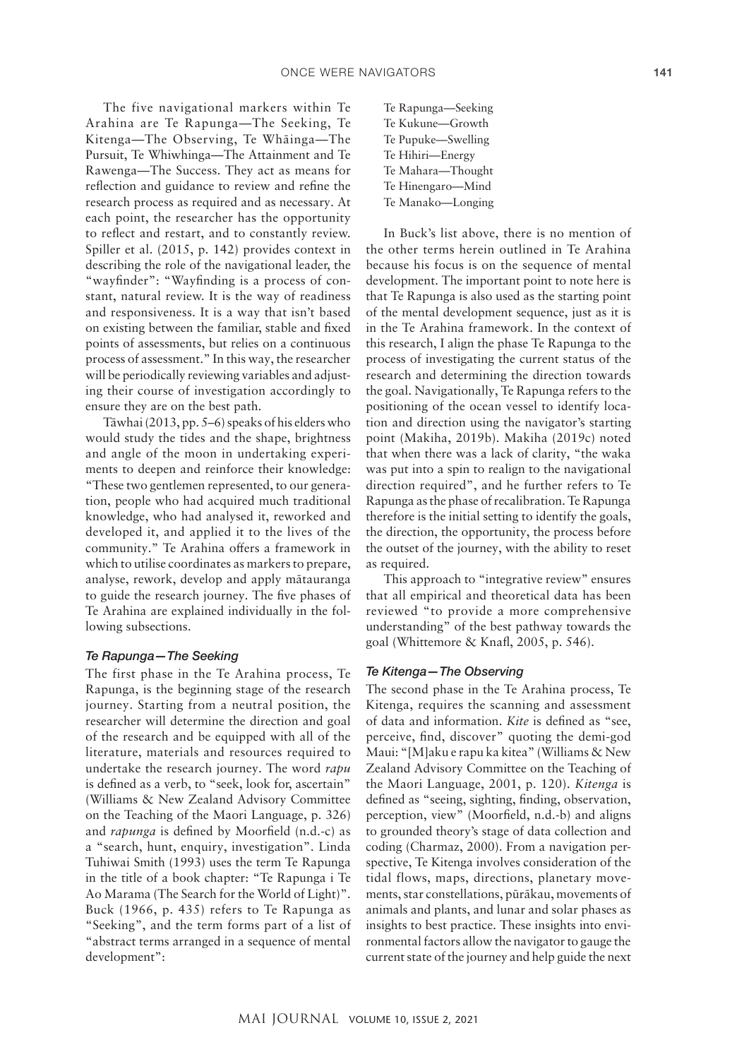The five navigational markers within Te Arahina are Te Rapunga—The Seeking, Te Kitenga—The Observing, Te Whāinga—The Pursuit, Te Whiwhinga—The Attainment and Te Rawenga—The Success. They act as means for reflection and guidance to review and refine the research process as required and as necessary. At each point, the researcher has the opportunity to reflect and restart, and to constantly review. Spiller et al. (2015, p. 142) provides context in describing the role of the navigational leader, the "wayfinder": "Wayfinding is a process of constant, natural review. It is the way of readiness and responsiveness. It is a way that isn't based on existing between the familiar, stable and fixed points of assessments, but relies on a continuous process of assessment." In this way, the researcher will be periodically reviewing variables and adjusting their course of investigation accordingly to ensure they are on the best path.

Tāwhai (2013, pp. 5–6) speaks of his elders who would study the tides and the shape, brightness and angle of the moon in undertaking experiments to deepen and reinforce their knowledge: "These two gentlemen represented, to our generation, people who had acquired much traditional knowledge, who had analysed it, reworked and developed it, and applied it to the lives of the community." Te Arahina offers a framework in which to utilise coordinates as markers to prepare, analyse, rework, develop and apply mātauranga to guide the research journey. The five phases of Te Arahina are explained individually in the following subsections.

### *Te Rapunga—The Seeking*

The first phase in the Te Arahina process, Te Rapunga, is the beginning stage of the research journey. Starting from a neutral position, the researcher will determine the direction and goal of the research and be equipped with all of the literature, materials and resources required to undertake the research journey. The word *rapu* is defined as a verb, to "seek, look for, ascertain" (Williams & New Zealand Advisory Committee on the Teaching of the Maori Language, p. 326) and *rapunga* is defined by Moorfield (n.d.-c) as a "search, hunt, enquiry, investigation". Linda Tuhiwai Smith (1993) uses the term Te Rapunga in the title of a book chapter: "Te Rapunga i Te Ao Marama (The Search for the World of Light)". Buck (1966, p. 435) refers to Te Rapunga as "Seeking", and the term forms part of a list of "abstract terms arranged in a sequence of mental development":

Te Rapunga—Seeking
Te Kukune—Growth
Te Pupuke—Swelling
Te Hihiri—Energy
Te Mahara—Thought
Te Hinengaro—Mind
Te Manako—Longing

In Buck's list above, there is no mention of the other terms herein outlined in Te Arahina because his focus is on the sequence of mental development. The important point to note here is that Te Rapunga is also used as the starting point of the mental development sequence, just as it is in the Te Arahina framework. In the context of this research, I align the phase Te Rapunga to the process of investigating the current status of the research and determining the direction towards the goal. Navigationally, Te Rapunga refers to the positioning of the ocean vessel to identify location and direction using the navigator's starting point (Makiha, 2019b). Makiha (2019c) noted that when there was a lack of clarity, "the waka was put into a spin to realign to the navigational direction required", and he further refers to Te Rapunga as the phase of recalibration. Te Rapunga therefore is the initial setting to identify the goals, the direction, the opportunity, the process before the outset of the journey, with the ability to reset as required.

This approach to "integrative review" ensures that all empirical and theoretical data has been reviewed "to provide a more comprehensive understanding" of the best pathway towards the goal (Whittemore & Knafl, 2005, p. 546).

### *Te Kitenga—The Observing*

The second phase in the Te Arahina process, Te Kitenga, requires the scanning and assessment of data and information. *Kite* is defined as "see, perceive, find, discover" quoting the demi-god Maui: "[M]aku e rapu ka kitea" (Williams & New Zealand Advisory Committee on the Teaching of the Maori Language, 2001, p. 120). *Kitenga* is defined as "seeing, sighting, finding, observation, perception, view" (Moorfield, n.d.-b) and aligns to grounded theory's stage of data collection and coding (Charmaz, 2000). From a navigation perspective, Te Kitenga involves consideration of the tidal flows, maps, directions, planetary movements, star constellations, pūrākau, movements of animals and plants, and lunar and solar phases as insights to best practice. These insights into environmental factors allow the navigator to gauge the current state of the journey and help guide the next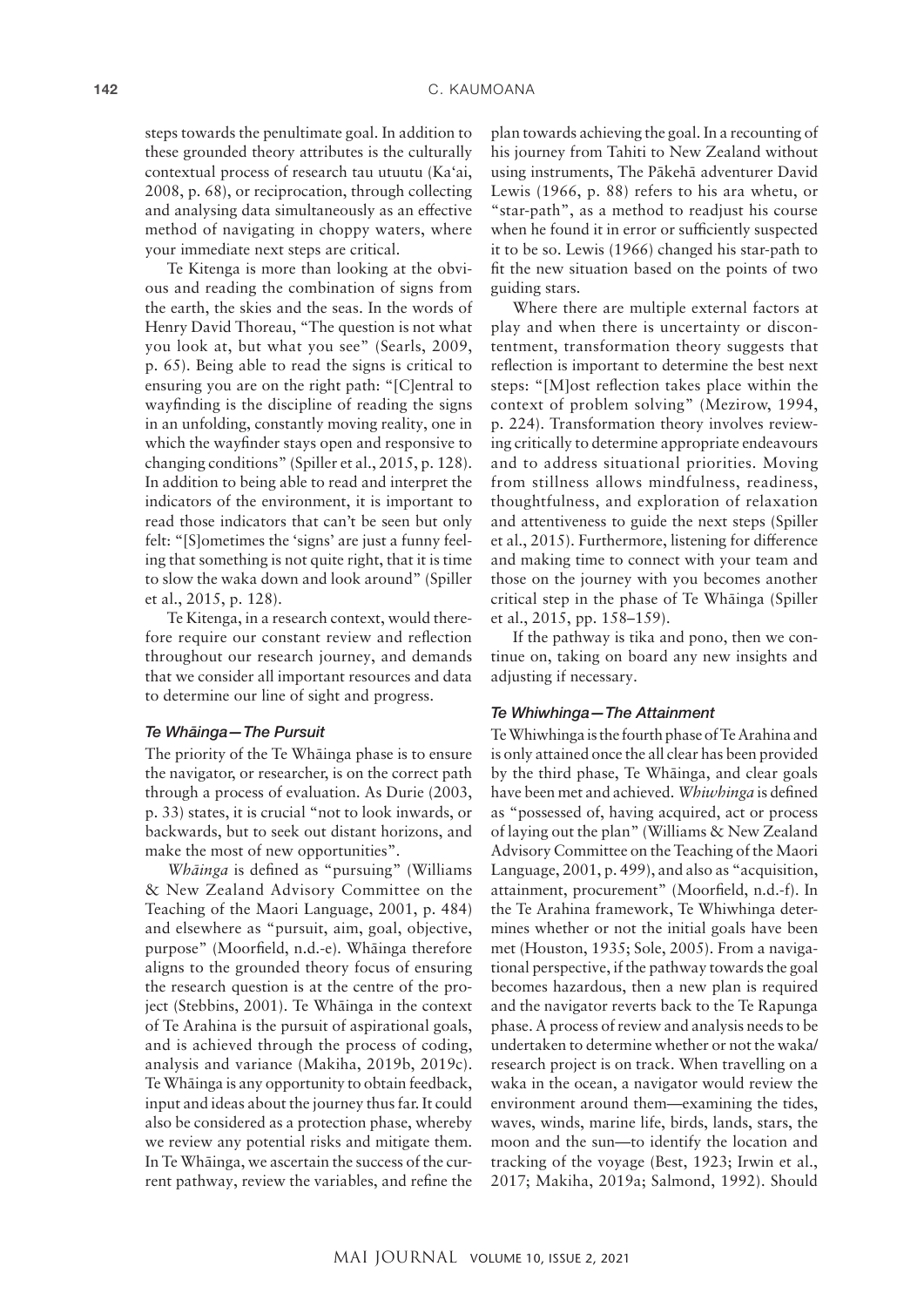steps towards the penultimate goal. In addition to these grounded theory attributes is the culturally contextual process of research tau utuutu (Ka'ai, 2008, p. 68), or reciprocation, through collecting and analysing data simultaneously as an effective method of navigating in choppy waters, where your immediate next steps are critical.

Te Kitenga is more than looking at the obvious and reading the combination of signs from the earth, the skies and the seas. In the words of Henry David Thoreau, "The question is not what you look at, but what you see" (Searls, 2009, p. 65). Being able to read the signs is critical to ensuring you are on the right path: "[C]entral to wayfinding is the discipline of reading the signs in an unfolding, constantly moving reality, one in which the wayfinder stays open and responsive to changing conditions" (Spiller et al., 2015, p. 128). In addition to being able to read and interpret the indicators of the environment, it is important to read those indicators that can't be seen but only felt: "[S]ometimes the 'signs' are just a funny feeling that something is not quite right, that it is time to slow the waka down and look around" (Spiller et al., 2015, p. 128).

Te Kitenga, in a research context, would therefore require our constant review and reflection throughout our research journey, and demands that we consider all important resources and data to determine our line of sight and progress.

### *Te Whāinga—The Pursuit*

The priority of the Te Whāinga phase is to ensure the navigator, or researcher, is on the correct path through a process of evaluation. As Durie (2003, p. 33) states, it is crucial "not to look inwards, or backwards, but to seek out distant horizons, and make the most of new opportunities".

*Whāinga* is defined as "pursuing" (Williams & New Zealand Advisory Committee on the Teaching of the Maori Language, 2001, p. 484) and elsewhere as "pursuit, aim, goal, objective, purpose" (Moorfield, n.d.-e). Whāinga therefore aligns to the grounded theory focus of ensuring the research question is at the centre of the project (Stebbins, 2001). Te Whāinga in the context of Te Arahina is the pursuit of aspirational goals, and is achieved through the process of coding, analysis and variance (Makiha, 2019b, 2019c). Te Whāinga is any opportunity to obtain feedback, input and ideas about the journey thus far. It could also be considered as a protection phase, whereby we review any potential risks and mitigate them. In Te Whāinga, we ascertain the success of the current pathway, review the variables, and refine the plan towards achieving the goal. In a recounting of his journey from Tahiti to New Zealand without using instruments, The Pākehā adventurer David Lewis (1966, p. 88) refers to his ara whetu, or "star-path", as a method to readjust his course when he found it in error or sufficiently suspected it to be so. Lewis (1966) changed his star-path to fit the new situation based on the points of two guiding stars.

Where there are multiple external factors at play and when there is uncertainty or discontentment, transformation theory suggests that reflection is important to determine the best next steps: "[M]ost reflection takes place within the context of problem solving" (Mezirow, 1994, p. 224). Transformation theory involves reviewing critically to determine appropriate endeavours and to address situational priorities. Moving from stillness allows mindfulness, readiness, thoughtfulness, and exploration of relaxation and attentiveness to guide the next steps (Spiller et al., 2015). Furthermore, listening for difference and making time to connect with your team and those on the journey with you becomes another critical step in the phase of Te Whāinga (Spiller et al., 2015, pp. 158–159).

If the pathway is tika and pono, then we continue on, taking on board any new insights and adjusting if necessary.

### *Te Whiwhinga—The Attainment*

Te Whiwhinga is the fourth phase of Te Arahina and is only attained once the all clear has been provided by the third phase, Te Whāinga, and clear goals have been met and achieved. *Whiwhinga* is defined as "possessed of, having acquired, act or process of laying out the plan" (Williams & New Zealand Advisory Committee on the Teaching of the Maori Language, 2001, p. 499), and also as "acquisition, attainment, procurement" (Moorfield, n.d.-f). In the Te Arahina framework, Te Whiwhinga determines whether or not the initial goals have been met (Houston, 1935; Sole, 2005). From a navigational perspective, if the pathway towards the goal becomes hazardous, then a new plan is required and the navigator reverts back to the Te Rapunga phase. A process of review and analysis needs to be undertaken to determine whether or not the waka/research project is on track. When travelling on a waka in the ocean, a navigator would review the environment around them—examining the tides, waves, winds, marine life, birds, lands, stars, the moon and the sun—to identify the location and tracking of the voyage (Best, 1923; Irwin et al., 2017; Makiha, 2019a; Salmond, 1992). Should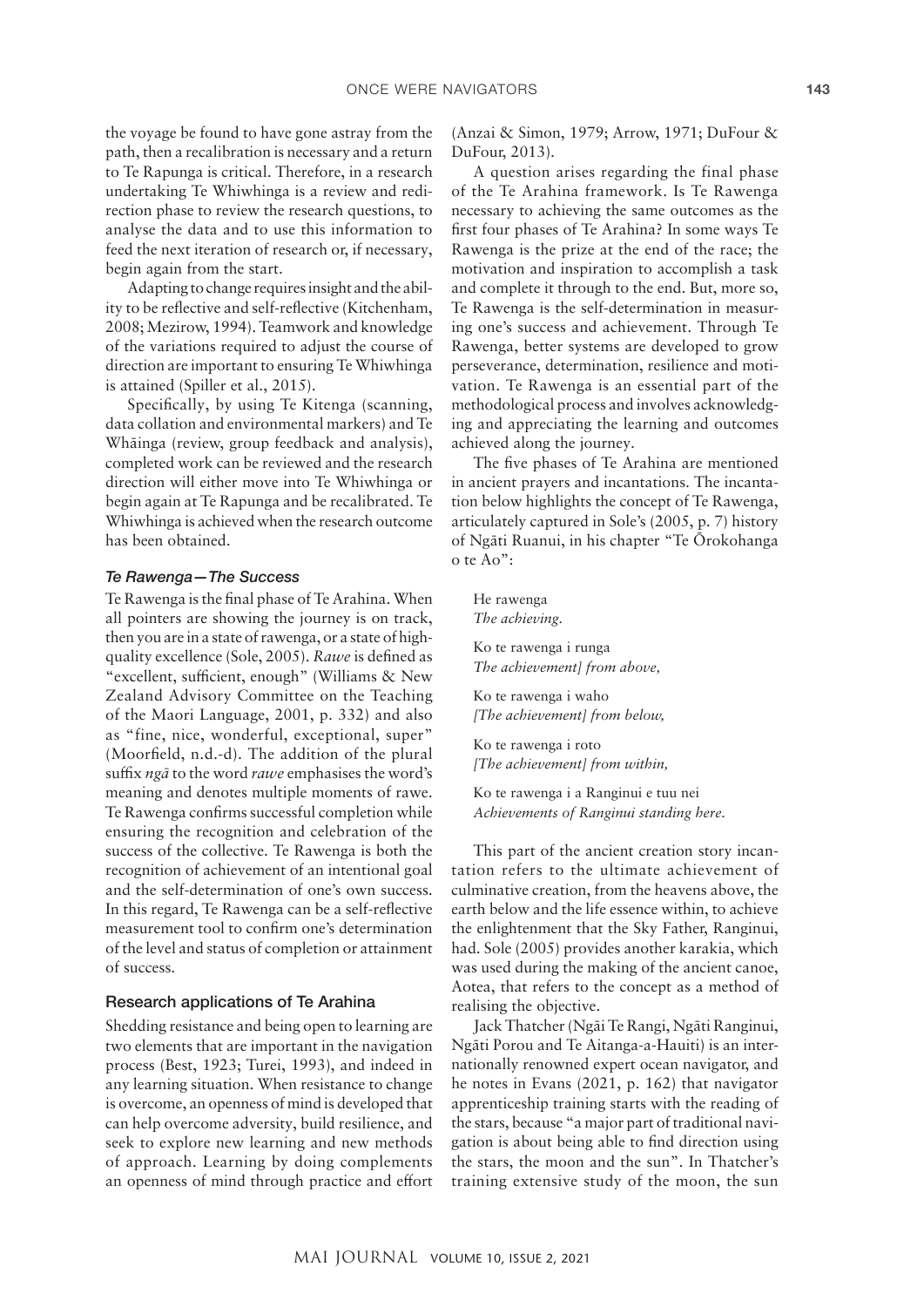the voyage be found to have gone astray from the path, then a recalibration is necessary and a return to Te Rapunga is critical. Therefore, in a research undertaking Te Whiwhinga is a review and redirection phase to review the research questions, to analyse the data and to use this information to feed the next iteration of research or, if necessary, begin again from the start.

Adapting to change requires insight and the ability to be reflective and self-reflective (Kitchenham, 2008; Mezirow, 1994). Teamwork and knowledge of the variations required to adjust the course of direction are important to ensuring Te Whiwhinga is attained (Spiller et al., 2015).

Specifically, by using Te Kitenga (scanning, data collation and environmental markers) and Te Whāinga (review, group feedback and analysis), completed work can be reviewed and the research direction will either move into Te Whiwhinga or begin again at Te Rapunga and be recalibrated. Te Whiwhinga is achieved when the research outcome has been obtained.

### *Te Rawenga—The Success*

Te Rawenga is the final phase of Te Arahina. When all pointers are showing the journey is on track, then you are in a state of rawenga, or a state of high-quality excellence (Sole, 2005). *Rawe* is defined as "excellent, sufficient, enough" (Williams & New Zealand Advisory Committee on the Teaching of the Maori Language, 2001, p. 332) and also as "fine, nice, wonderful, exceptional, super" (Moorfield, n.d.-d). The addition of the plural suffix *ngā* to the word *rawe* emphasises the word's meaning and denotes multiple moments of rawe. Te Rawenga confirms successful completion while ensuring the recognition and celebration of the success of the collective. Te Rawenga is both the recognition of achievement of an intentional goal and the self-determination of one's own success. In this regard, Te Rawenga can be a self-reflective measurement tool to confirm one's determination of the level and status of completion or attainment of success.

## Research applications of Te Arahina

Shedding resistance and being open to learning are two elements that are important in the navigation process (Best, 1923; Turei, 1993), and indeed in any learning situation. When resistance to change is overcome, an openness of mind is developed that can help overcome adversity, build resilience, and seek to explore new learning and new methods of approach. Learning by doing complements an openness of mind through practice and effort (Anzai & Simon, 1979; Arrow, 1971; DuFour & DuFour, 2013).

A question arises regarding the final phase of the Te Arahina framework. Is Te Rawenga necessary to achieving the same outcomes as the first four phases of Te Arahina? In some ways Te Rawenga is the prize at the end of the race; the motivation and inspiration to accomplish a task and complete it through to the end. But, more so, Te Rawenga is the self-determination in measuring one's success and achievement. Through Te Rawenga, better systems are developed to grow perseverance, determination, resilience and motivation. Te Rawenga is an essential part of the methodological process and involves acknowledging and appreciating the learning and outcomes achieved along the journey.

The five phases of Te Arahina are mentioned in ancient prayers and incantations. The incantation below highlights the concept of Te Rawenga, articulately captured in Sole's (2005, p. 7) history of Ngāti Ruanui, in his chapter "Te Ōrokohanga o te Ao":

> He rawenga
> *The achieving.*
>
> Ko te rawenga i runga
> *The achievement] from above,*
>
> Ko te rawenga i waho
> *[The achievement] from below,*
>
> Ko te rawenga i roto
> *[The achievement] from within,*
>
> Ko te rawenga i a Ranginui e tuu nei
> *Achievements of Ranginui standing here.*

This part of the ancient creation story incantation refers to the ultimate achievement of culminative creation, from the heavens above, the earth below and the life essence within, to achieve the enlightenment that the Sky Father, Ranginui, had. Sole (2005) provides another karakia, which was used during the making of the ancient canoe, Aotea, that refers to the concept as a method of realising the objective.

Jack Thatcher (Ngāi Te Rangi, Ngāti Ranginui, Ngāti Porou and Te Aitanga-a-Hauiti) is an internationally renowned expert ocean navigator, and he notes in Evans (2021, p. 162) that navigator apprenticeship training starts with the reading of the stars, because "a major part of traditional navigation is about being able to find direction using the stars, the moon and the sun". In Thatcher's training extensive study of the moon, the sun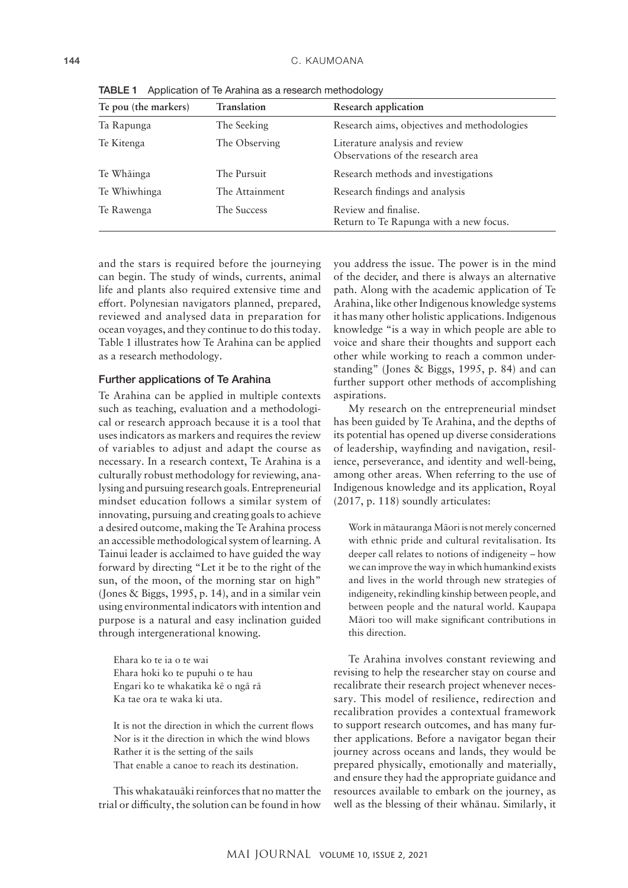TABLE 1 Application of Te Arahina as a research methodology

| Te pou (the markers) | Translation | Research application |
|---|---|---|
| Ta Rapunga | The Seeking | Research aims, objectives and methodologies |
| Te Kitenga | The Observing | Literature analysis and review<br>Observations of the research area |
| Te Whāinga | The Pursuit | Research methods and investigations |
| Te Whiwhinga | The Attainment | Research findings and analysis |
| Te Rawenga | The Success | Review and finalise.<br>Return to Te Rapunga with a new focus. |

and the stars is required before the journeying can begin. The study of winds, currents, animal life and plants also required extensive time and effort. Polynesian navigators planned, prepared, reviewed and analysed data in preparation for ocean voyages, and they continue to do this today. Table 1 illustrates how Te Arahina can be applied as a research methodology.

### Further applications of Te Arahina

Te Arahina can be applied in multiple contexts such as teaching, evaluation and a methodological or research approach because it is a tool that uses indicators as markers and requires the review of variables to adjust and adapt the course as necessary. In a research context, Te Arahina is a culturally robust methodology for reviewing, analysing and pursuing research goals. Entrepreneurial mindset education follows a similar system of innovating, pursuing and creating goals to achieve a desired outcome, making the Te Arahina process an accessible methodological system of learning. A Tainui leader is acclaimed to have guided the way forward by directing "Let it be to the right of the sun, of the moon, of the morning star on high" (Jones & Biggs, 1995, p. 14), and in a similar vein using environmental indicators with intention and purpose is a natural and easy inclination guided through intergenerational knowing.

> Ehara ko te ia o te wai
> Ehara hoki ko te pupuhi o te hau
> Engari ko te whakatika kē o ngā rā
> Ka tae ora te waka ki uta.
>
> It is not the direction in which the current flows
> Nor is it the direction in which the wind blows
> Rather it is the setting of the sails
> That enable a canoe to reach its destination.

This whakatauāki reinforces that no matter the trial or difficulty, the solution can be found in how you address the issue. The power is in the mind of the decider, and there is always an alternative path. Along with the academic application of Te Arahina, like other Indigenous knowledge systems it has many other holistic applications. Indigenous knowledge "is a way in which people are able to voice and share their thoughts and support each other while working to reach a common understanding" (Jones & Biggs, 1995, p. 84) and can further support other methods of accomplishing aspirations.

My research on the entrepreneurial mindset has been guided by Te Arahina, and the depths of its potential has opened up diverse considerations of leadership, wayfinding and navigation, resilience, perseverance, and identity and well-being, among other areas. When referring to the use of Indigenous knowledge and its application, Royal (2017, p. 118) soundly articulates:

> Work in mātauranga Māori is not merely concerned with ethnic pride and cultural revitalisation. Its deeper call relates to notions of indigeneity – how we can improve the way in which humankind exists and lives in the world through new strategies of indigeneity, rekindling kinship between people, and between people and the natural world. Kaupapa Māori too will make significant contributions in this direction.

Te Arahina involves constant reviewing and revising to help the researcher stay on course and recalibrate their research project whenever necessary. This model of resilience, redirection and recalibration provides a contextual framework to support research outcomes, and has many further applications. Before a navigator began their journey across oceans and lands, they would be prepared physically, emotionally and materially, and ensure they had the appropriate guidance and resources available to embark on the journey, as well as the blessing of their whānau. Similarly, it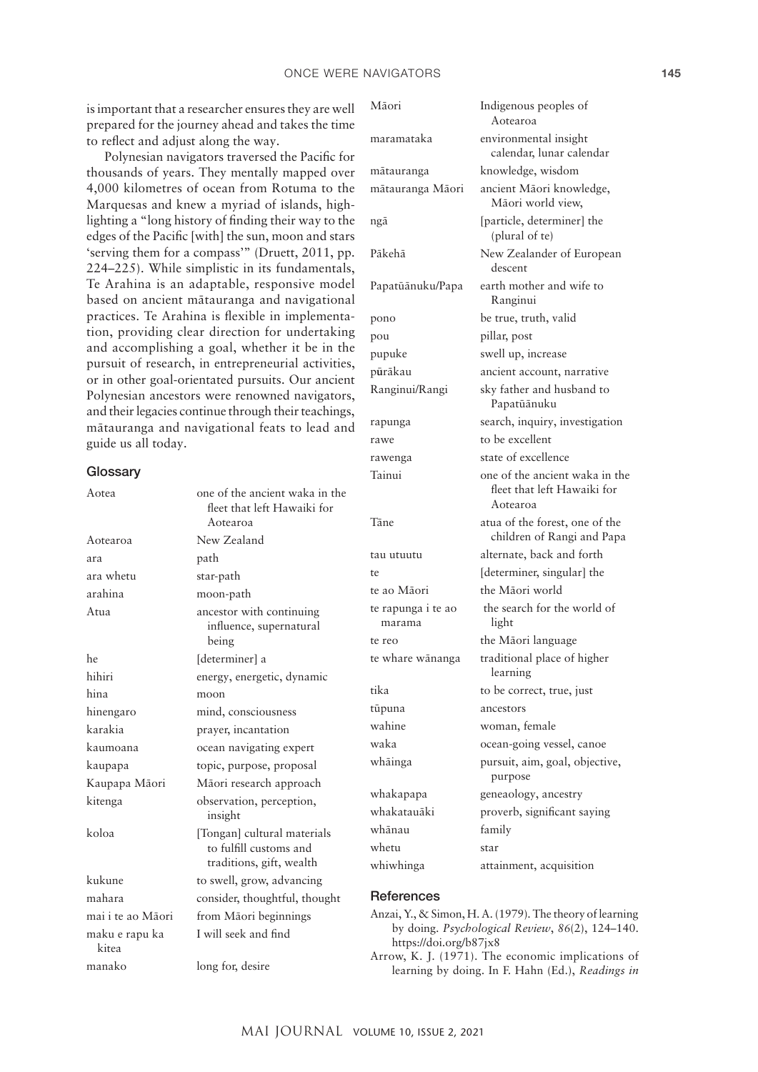is important that a researcher ensures they are well prepared for the journey ahead and takes the time to reflect and adjust along the way.

Polynesian navigators traversed the Pacific for thousands of years. They mentally mapped over 4,000 kilometres of ocean from Rotuma to the Marquesas and knew a myriad of islands, highlighting a "long history of finding their way to the edges of the Pacific [with] the sun, moon and stars 'serving them for a compass'" (Druett, 2011, pp. 224–225). While simplistic in its fundamentals, Te Arahina is an adaptable, responsive model based on ancient mātauranga and navigational practices. Te Arahina is flexible in implementation, providing clear direction for undertaking and accomplishing a goal, whether it be in the pursuit of research, in entrepreneurial activities, or in other goal-orientated pursuits. Our ancient Polynesian ancestors were renowned navigators, and their legacies continue through their teachings, mātauranga and navigational feats to lead and guide us all today.

## Glossary

| | |
|---|---|
| Aotea | one of the ancient waka in the fleet that left Hawaiki for Aotearoa |
| Aotearoa | New Zealand |
| ara | path |
| ara whetu | star-path |
| arahina | moon-path |
| Atua | ancestor with continuing influence, supernatural being |
| he | [determiner] a |
| hihiri | energy, energetic, dynamic |
| hina | moon |
| hinengaro | mind, consciousness |
| karakia | prayer, incantation |
| kaumoana | ocean navigating expert |
| kaupapa | topic, purpose, proposal |
| Kaupapa Māori | Māori research approach |
| kitenga | observation, perception, insight |
| koloa | [Tongan] cultural materials to fulfill customs and traditions, gift, wealth |
| kukune | to swell, grow, advancing |
| mahara | consider, thoughtful, thought |
| mai i te ao Māori | from Māori beginnings |
| maku e rapu ka kitea | I will seek and find |
| manako | long for, desire |
| Māori | Indigenous peoples of Aotearoa |
| maramataka | environmental insight calendar, lunar calendar |
| mātauranga | knowledge, wisdom |
| mātauranga Māori | ancient Māori knowledge, Māori world view, |
| ngā | [particle, determiner] the (plural of te) |
| Pākehā | New Zealander of European descent |
| Papatūānuku/Papa | earth mother and wife to Ranginui |
| pono | be true, truth, valid |
| pou | pillar, post |
| pupuke | swell up, increase |
| pūrākau | ancient account, narrative |
| Ranginui/Rangi | sky father and husband to Papatūānuku |
| rapunga | search, inquiry, investigation |
| rawe | to be excellent |
| rawenga | state of excellence |
| Tainui | one of the ancient waka in the fleet that left Hawaiki for Aotearoa |
| Tāne | atua of the forest, one of the children of Rangi and Papa |
| tau utuutu | alternate, back and forth |
| te | [determiner, singular] the |
| te ao Māori | the Māori world |
| te rapunga i te ao marama | the search for the world of light |
| te reo | the Māori language |
| te whare wānanga | traditional place of higher learning |
| tika | to be correct, true, just |
| tūpuna | ancestors |
| wahine | woman, female |
| waka | ocean-going vessel, canoe |
| whāinga | pursuit, aim, goal, objective, purpose |
| whakapapa | geneaology, ancestry |
| whakatauāki | proverb, significant saying |
| whānau | family |
| whetu | star |
| whiwhinga | attainment, acquisition |

## References

Anzai, Y., & Simon, H. A. (1979). The theory of learning by doing. *Psychological Review*, *86*(2), 124–140. https://doi.org/b87jx8

Arrow, K. J. (1971). The economic implications of learning by doing. In F. Hahn (Ed.), *Readings in*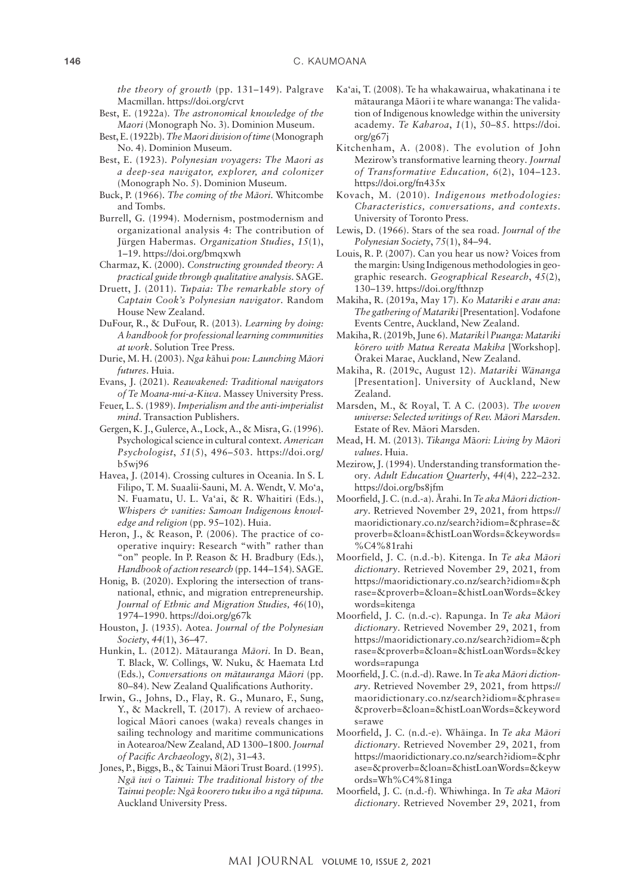*the theory of growth* (pp. 131–149). Palgrave Macmillan. https://doi.org/crvt

Best, E. (1922a). *The astronomical knowledge of the Maori* (Monograph No. 3). Dominion Museum.

Best, E. (1922b). *The Maori division of time* (Monograph No. 4). Dominion Museum.

Best, E. (1923). *Polynesian voyagers: The Maori as a deep-sea navigator, explorer, and colonizer* (Monograph No. 5). Dominion Museum.

Buck, P. (1966). *The coming of the Māori*. Whitcombe and Tombs.

Burrell, G. (1994). Modernism, postmodernism and organizational analysis 4: The contribution of Jürgen Habermas. *Organization Studies*, *15*(1), 1–19. https://doi.org/bmqxwh

Charmaz, K. (2000). *Constructing grounded theory: A practical guide through qualitative analysis*. SAGE.

Druett, J. (2011). *Tupaia: The remarkable story of Captain Cook's Polynesian navigator*. Random House New Zealand.

DuFour, R., & DuFour, R. (2013). *Learning by doing: A handbook for professional learning communities at work*. Solution Tree Press.

Durie, M. H. (2003). *Nga* kāhui *pou: Launching Māori futures*. Huia.

Evans, J. (2021). *Reawakened: Traditional navigators of Te Moana-nui-a-Kiwa*. Massey University Press.

Feuer, L. S. (1989). *Imperialism and the anti-imperialist mind*. Transaction Publishers.

Gergen, K. J., Gulerce, A., Lock, A., & Misra, G. (1996). Psychological science in cultural context. *American Psychologist*, *51*(5), 496–503. https://doi.org/b5wj96

Havea, J. (2014). Crossing cultures in Oceania. In S. L Filipo, T. M. Suaalii-Sauni, M. A. Wendt, V. Mo'a, N. Fuamatu, U. L. Va'ai, & R. Whaitiri (Eds.), *Whispers & vanities: Samoan Indigenous knowledge and religion* (pp. 95–102). Huia.

Heron, J., & Reason, P. (2006). The practice of co-operative inquiry: Research "with" rather than "on" people. In P. Reason & H. Bradbury (Eds.), *Handbook of action research* (pp. 144–154). SAGE.

Honig, B. (2020). Exploring the intersection of transnational, ethnic, and migration entrepreneurship. *Journal of Ethnic and Migration Studies, 46*(10), 1974–1990. https://doi.org/g67k

Houston, J. (1935). Aotea. *Journal of the Polynesian Society*, *44*(1), 36–47.

Hunkin, L. (2012). Mātauranga *Māori*. In D. Bean, T. Black, W. Collings, W. Nuku, & Haemata Ltd (Eds.), *Conversations on mātauranga Māori* (pp. 80–84). New Zealand Qualifications Authority.

Irwin, G., Johns, D., Flay, R. G., Munaro, F., Sung, Y., & Mackrell, T. (2017). A review of archaeological Māori canoes (waka) reveals changes in sailing technology and maritime communications in Aotearoa/New Zealand, AD 1300–1800. *Journal of Pacific Archaeology*, *8*(2), 31–43.

Jones, P., Biggs, B., & Tainui Māori Trust Board. (1995). *Ngā iwi o Tainui: The traditional history of the Tainui people: Ngā koorero tuku iho a ngā tūpuna.* Auckland University Press.

Ka'ai, T. (2008). Te ha whakawairua, whakatinana i te mātauranga Māori i te whare wananga: The validation of Indigenous knowledge within the university academy. *Te Kaharoa*, *1*(1), 50–85. https://doi.org/g67j

Kitchenham, A. (2008). The evolution of John Mezirow's transformative learning theory. *Journal of Transformative Education, 6*(2), 104–123. https://doi.org/fn435x

Kovach, M. (2010). *Indigenous methodologies: Characteristics, conversations, and contexts*. University of Toronto Press.

Lewis, D. (1966). Stars of the sea road. *Journal of the Polynesian Society*, *75*(1), 84–94.

Louis, R. P. (2007). Can you hear us now? Voices from the margin: Using Indigenous methodologies in geographic research. *Geographical Research*, *45*(2), 130–139. https://doi.org/fthnzp

Makiha, R. (2019a, May 17). *Ko Matariki e arau ana: The gathering of Matariki* [Presentation]. Vodafone Events Centre, Auckland, New Zealand.

Makiha, R. (2019b, June 6). *Matariki | Puanga: Matariki kōrero with Matua Rereata Makiha* [Workshop]. Ōrakei Marae, Auckland, New Zealand.

Makiha, R. (2019c, August 12). *Matariki Wānanga* [Presentation]. University of Auckland, New Zealand.

Marsden, M., & Royal, T. A C. (2003). *The woven universe: Selected writings of Rev. Māori Marsden*. Estate of Rev. Māori Marsden.

Mead, H. M. (2013). *Tikanga Māori: Living by Māori values*. Huia.

Mezirow, J. (1994). Understanding transformation theory. *Adult Education Quarterly*, *44*(4), 222–232. https://doi.org/bs8jfm

Moorfield, J. C. (n.d.-a). Ārahi. In *Te aka Māori dictionary*. Retrieved November 29, 2021, from https://maoridictionary.co.nz/search?idiom=&phrase=&proverb=&loan=&histLoanWords=&keywords=%C4%81rahi

Moorfield, J. C. (n.d.-b). Kitenga. In *Te aka Māori dictionary*. Retrieved November 29, 2021, from https://maoridictionary.co.nz/search?idiom=&phrase=&proverb=&loan=&histLoanWords=&keywords=kitenga

Moorfield, J. C. (n.d.-c). Rapunga. In *Te aka Māori dictionary*. Retrieved November 29, 2021, from https://maoridictionary.co.nz/search?idiom=&phrase=&proverb=&loan=&histLoanWords=&keywords=rapunga

Moorfield, J. C. (n.d.-d). Rawe. In *Te aka Māori dictionary*. Retrieved November 29, 2021, from https://maoridictionary.co.nz/search?idiom=&phrase=&proverb=&loan=&histLoanWords=&keywords=rawe

Moorfield, J. C. (n.d.-e). Whāinga. In *Te aka Māori dictionary*. Retrieved November 29, 2021, from https://maoridictionary.co.nz/search?idiom=&phrase=&proverb=&loan=&histLoanWords=&keywords=Wh%C4%81inga

Moorfield, J. C. (n.d.-f). Whiwhinga. In *Te aka Māori dictionary*. Retrieved November 29, 2021, from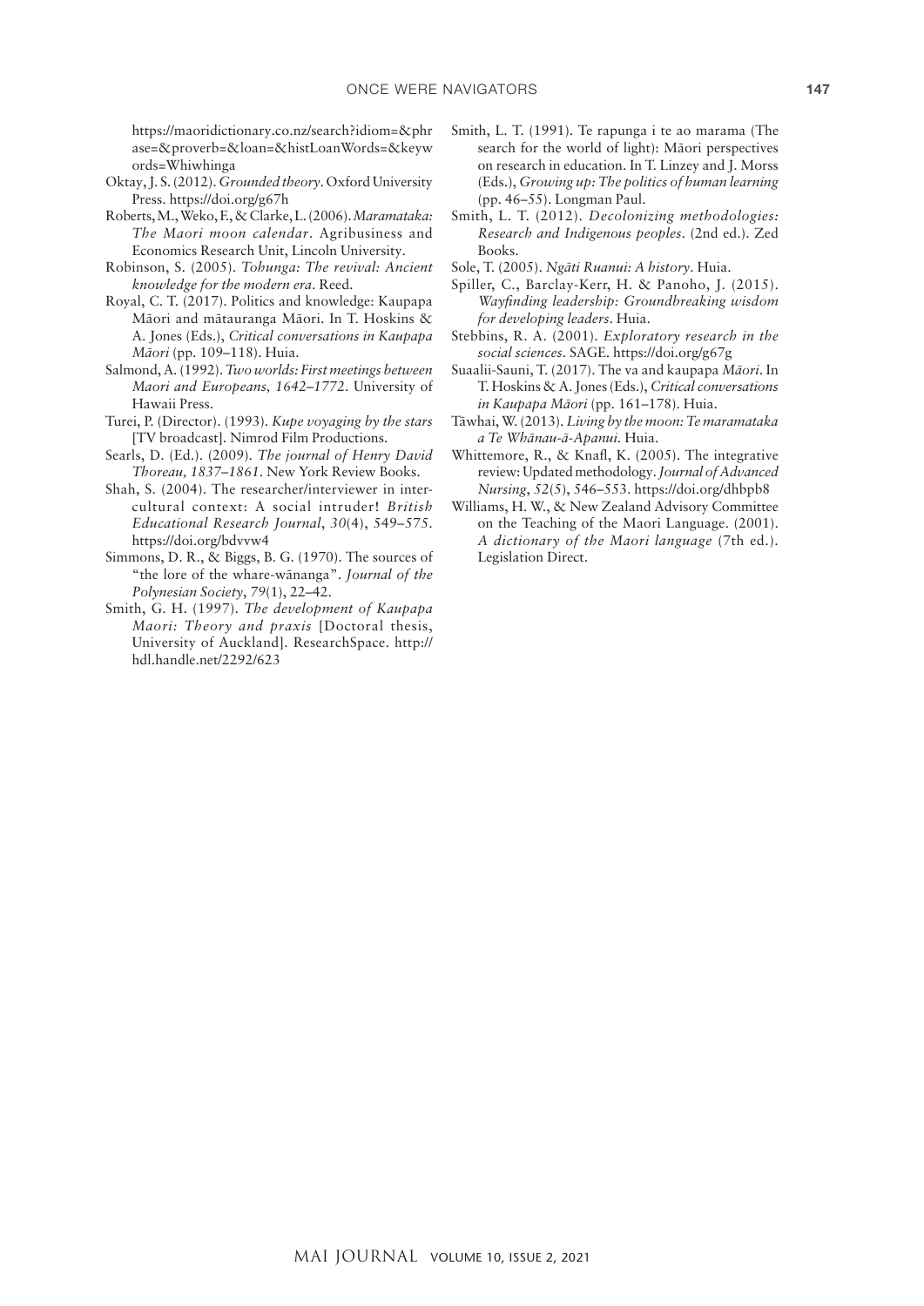https://maoridictionary.co.nz/search?idiom=&phrase=&proverb=&loan=&histLoanWords=&keywords=Whiwhinga

Oktay, J. S. (2012). *Grounded theory*. Oxford University Press. https://doi.org/g67h

Roberts, M., Weko, F., & Clarke, L. (2006). *Maramataka: The Maori moon calendar*. Agribusiness and Economics Research Unit, Lincoln University.

Robinson, S. (2005). *Tohunga: The revival: Ancient knowledge for the modern era*. Reed.

Royal, C. T. (2017). Politics and knowledge: Kaupapa Māori and mātauranga Māori. In T. Hoskins & A. Jones (Eds.), *Critical conversations in Kaupapa Māori* (pp. 109–118). Huia.

Salmond, A. (1992). *Two worlds: First meetings between Maori and Europeans, 1642–1772*. University of Hawaii Press.

Turei, P. (Director). (1993). *Kupe voyaging by the stars* [TV broadcast]. Nimrod Film Productions.

Searls, D. (Ed.). (2009). *The journal of Henry David Thoreau, 1837–1861*. New York Review Books.

Shah, S. (2004). The researcher/interviewer in intercultural context: A social intruder! *British Educational Research Journal*, *30*(4), 549–575. https://doi.org/bdvvw4

Simmons, D. R., & Biggs, B. G. (1970). The sources of "the lore of the whare-wānanga". *Journal of the Polynesian Society*, *79*(1), 22–42.

Smith, G. H. (1997). *The development of Kaupapa Maori: Theory and praxis* [Doctoral thesis, University of Auckland]. ResearchSpace. http://hdl.handle.net/2292/623

Smith, L. T. (1991). Te rapunga i te ao marama (The search for the world of light): Māori perspectives on research in education. In T. Linzey and J. Morss (Eds.), *Growing up: The politics of human learning* (pp. 46–55). Longman Paul.

Smith, L. T. (2012). *Decolonizing methodologies: Research and Indigenous peoples*. (2nd ed.). Zed Books.

Sole, T. (2005). *Ngāti Ruanui: A history*. Huia.

Spiller, C., Barclay-Kerr, H. & Panoho, J. (2015). *Wayfinding leadership: Groundbreaking wisdom for developing leaders*. Huia.

Stebbins, R. A. (2001). *Exploratory research in the social sciences*. SAGE. https://doi.org/g67g

Suaalii-Sauni, T. (2017). The va and kaupapa *Māori*. In T. Hoskins & A. Jones (Eds.), *Critical conversations in Kaupapa Māori* (pp. 161–178). Huia.

Tāwhai, W. (2013). *Living by the moon: Te maramataka a Te Whānau-ā-Apanui*. Huia.

Whittemore, R., & Knafl, K. (2005). The integrative review: Updated methodology. *Journal of Advanced Nursing*, *52*(5), 546–553. https://doi.org/dhbpb8

Williams, H. W., & New Zealand Advisory Committee on the Teaching of the Maori Language. (2001). *A dictionary of the Maori language* (7th ed.). Legislation Direct.